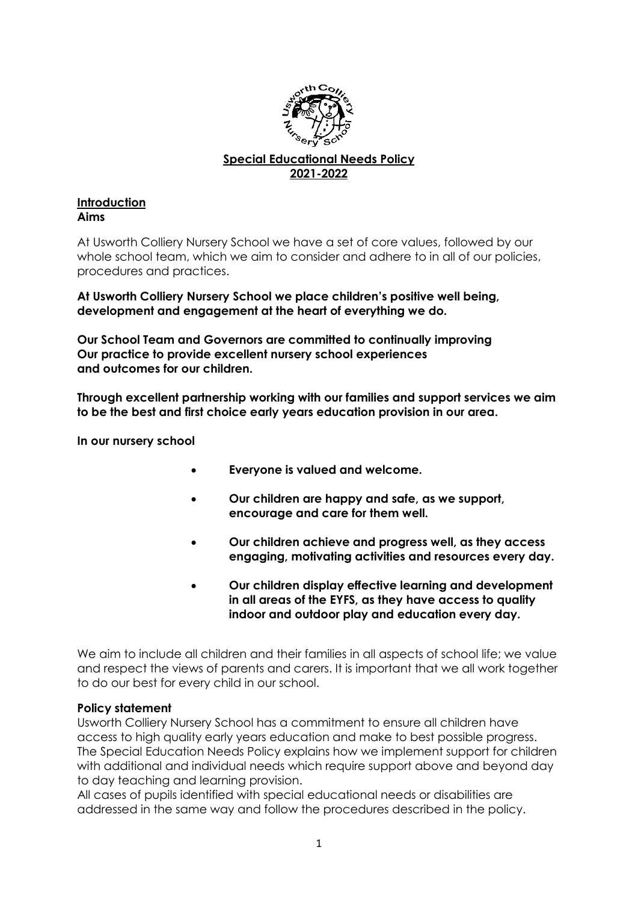# Special Educational Needs Policy
## 2021-2022

## Introduction
### Aims

At Usworth Colliery Nursery School we have a set of core values, followed by our whole school team, which we aim to consider and adhere to in all of our policies, procedures and practices.

**At Usworth Colliery Nursery School we place children's positive well being, development and engagement at the heart of everything we do.**

**Our School Team and Governors are committed to continually improving Our practice to provide excellent nursery school experiences and outcomes for our children.**

**Through excellent partnership working with our families and support services we aim to be the best and first choice early years education provision in our area.**

**In our nursery school**

- **Everyone is valued and welcome.**
- **Our children are happy and safe, as we support, encourage and care for them well.**
- **Our children achieve and progress well, as they access engaging, motivating activities and resources every day.**
- **Our children display effective learning and development in all areas of the EYFS, as they have access to quality indoor and outdoor play and education every day.**

We aim to include all children and their families in all aspects of school life; we value and respect the views of parents and carers. It is important that we all work together to do our best for every child in our school.

### Policy statement

Usworth Colliery Nursery School has a commitment to ensure all children have access to high quality early years education and make to best possible progress. The Special Education Needs Policy explains how we implement support for children with additional and individual needs which require support above and beyond day to day teaching and learning provision.

All cases of pupils identified with special educational needs or disabilities are addressed in the same way and follow the procedures described in the policy.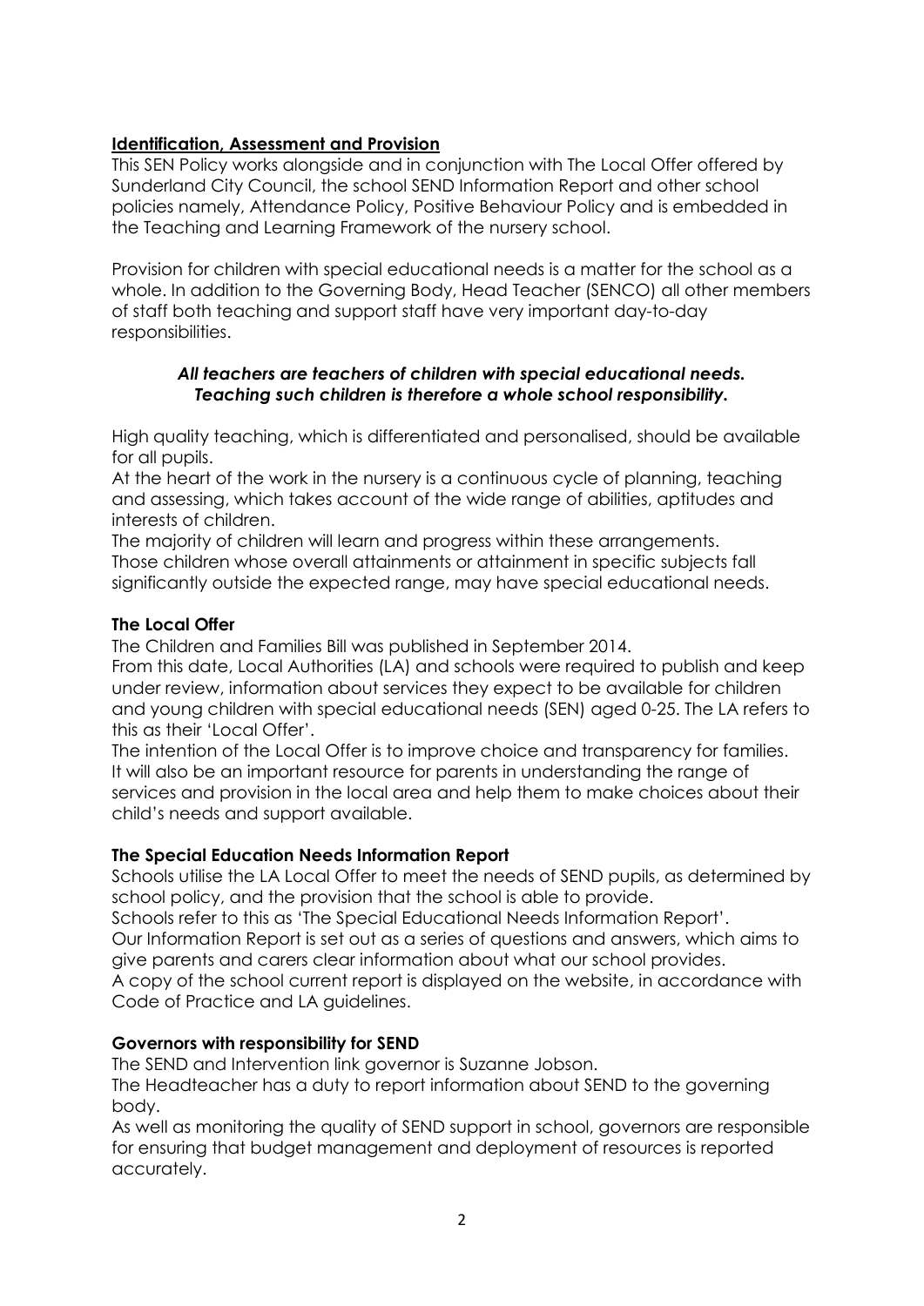## Identification, Assessment and Provision

This SEN Policy works alongside and in conjunction with The Local Offer offered by Sunderland City Council, the school SEND Information Report and other school policies namely, Attendance Policy, Positive Behaviour Policy and is embedded in the Teaching and Learning Framework of the nursery school.

Provision for children with special educational needs is a matter for the school as a whole. In addition to the Governing Body, Head Teacher (SENCO) all other members of staff both teaching and support staff have very important day-to-day responsibilities.

***All teachers are teachers of children with special educational needs. Teaching such children is therefore a whole school responsibility.***

High quality teaching, which is differentiated and personalised, should be available for all pupils.
At the heart of the work in the nursery is a continuous cycle of planning, teaching and assessing, which takes account of the wide range of abilities, aptitudes and interests of children.
The majority of children will learn and progress within these arrangements.
Those children whose overall attainments or attainment in specific subjects fall significantly outside the expected range, may have special educational needs.

### The Local Offer

The Children and Families Bill was published in September 2014.
From this date, Local Authorities (LA) and schools were required to publish and keep under review, information about services they expect to be available for children and young children with special educational needs (SEN) aged 0-25. The LA refers to this as their 'Local Offer'.
The intention of the Local Offer is to improve choice and transparency for families. It will also be an important resource for parents in understanding the range of services and provision in the local area and help them to make choices about their child's needs and support available.

### The Special Education Needs Information Report

Schools utilise the LA Local Offer to meet the needs of SEND pupils, as determined by school policy, and the provision that the school is able to provide.
Schools refer to this as 'The Special Educational Needs Information Report'.
Our Information Report is set out as a series of questions and answers, which aims to give parents and carers clear information about what our school provides.
A copy of the school current report is displayed on the website, in accordance with Code of Practice and LA guidelines.

### Governors with responsibility for SEND

The SEND and Intervention link governor is Suzanne Jobson.
The Headteacher has a duty to report information about SEND to the governing body.
As well as monitoring the quality of SEND support in school, governors are responsible for ensuring that budget management and deployment of resources is reported accurately.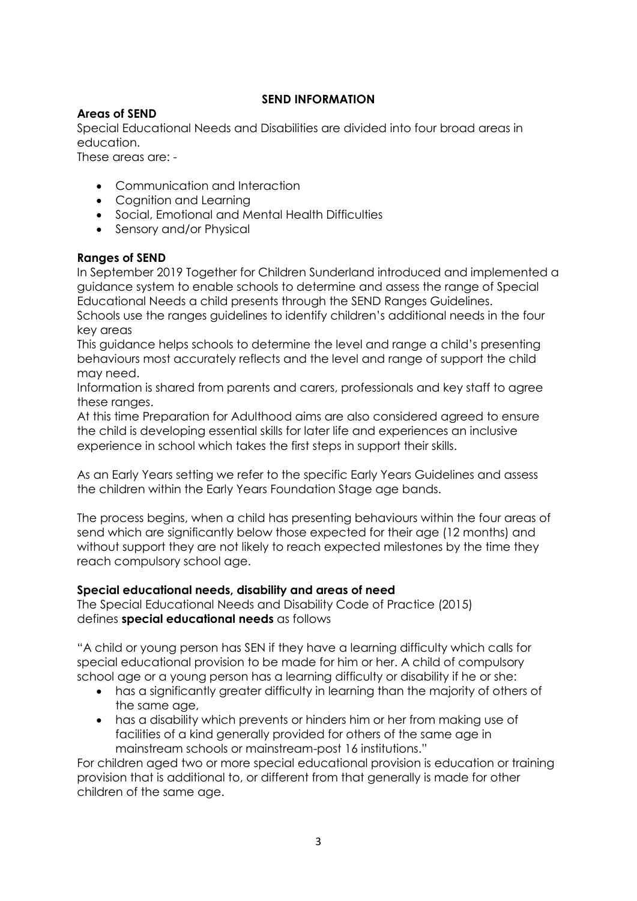## SEND INFORMATION

### Areas of SEND

Special Educational Needs and Disabilities are divided into four broad areas in education.
These areas are: -

- Communication and Interaction
- Cognition and Learning
- Social, Emotional and Mental Health Difficulties
- Sensory and/or Physical

### Ranges of SEND

In September 2019 Together for Children Sunderland introduced and implemented a guidance system to enable schools to determine and assess the range of Special Educational Needs a child presents through the SEND Ranges Guidelines.
Schools use the ranges guidelines to identify children's additional needs in the four key areas
This guidance helps schools to determine the level and range a child's presenting behaviours most accurately reflects and the level and range of support the child may need.
Information is shared from parents and carers, professionals and key staff to agree these ranges.
At this time Preparation for Adulthood aims are also considered agreed to ensure the child is developing essential skills for later life and experiences an inclusive experience in school which takes the first steps in support their skills.

As an Early Years setting we refer to the specific Early Years Guidelines and assess the children within the Early Years Foundation Stage age bands.

The process begins, when a child has presenting behaviours within the four areas of send which are significantly below those expected for their age (12 months) and without support they are not likely to reach expected milestones by the time they reach compulsory school age.

### Special educational needs, disability and areas of need

The Special Educational Needs and Disability Code of Practice (2015) defines **special educational needs** as follows

"A child or young person has SEN if they have a learning difficulty which calls for special educational provision to be made for him or her. A child of compulsory school age or a young person has a learning difficulty or disability if he or she:

- has a significantly greater difficulty in learning than the majority of others of the same age,
- has a disability which prevents or hinders him or her from making use of facilities of a kind generally provided for others of the same age in mainstream schools or mainstream-post 16 institutions."

For children aged two or more special educational provision is education or training provision that is additional to, or different from that generally is made for other children of the same age.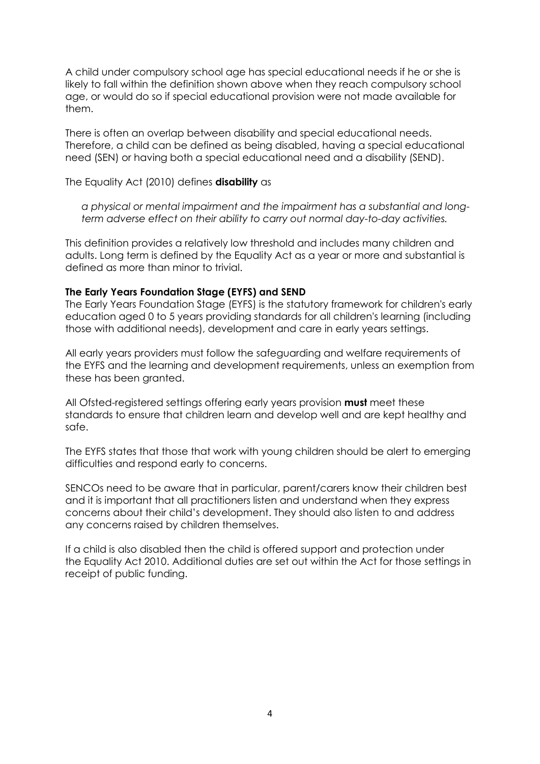A child under compulsory school age has special educational needs if he or she is likely to fall within the definition shown above when they reach compulsory school age, or would do so if special educational provision were not made available for them.

There is often an overlap between disability and special educational needs. Therefore, a child can be defined as being disabled, having a special educational need (SEN) or having both a special educational need and a disability (SEND).

The Equality Act (2010) defines **disability** as

> *a physical or mental impairment and the impairment has a substantial and long-term adverse effect on their ability to carry out normal day-to-day activities.*

This definition provides a relatively low threshold and includes many children and adults. Long term is defined by the Equality Act as a year or more and substantial is defined as more than minor to trivial.

**The Early Years Foundation Stage (EYFS) and SEND**

The Early Years Foundation Stage (EYFS) is the statutory framework for children's early education aged 0 to 5 years providing standards for all children's learning (including those with additional needs), development and care in early years settings.

All early years providers must follow the safeguarding and welfare requirements of the EYFS and the learning and development requirements, unless an exemption from these has been granted.

All Ofsted-registered settings offering early years provision **must** meet these standards to ensure that children learn and develop well and are kept healthy and safe.

The EYFS states that those that work with young children should be alert to emerging difficulties and respond early to concerns.

SENCOs need to be aware that in particular, parent/carers know their children best and it is important that all practitioners listen and understand when they express concerns about their child's development. They should also listen to and address any concerns raised by children themselves.

If a child is also disabled then the child is offered support and protection under the Equality Act 2010. Additional duties are set out within the Act for those settings in receipt of public funding.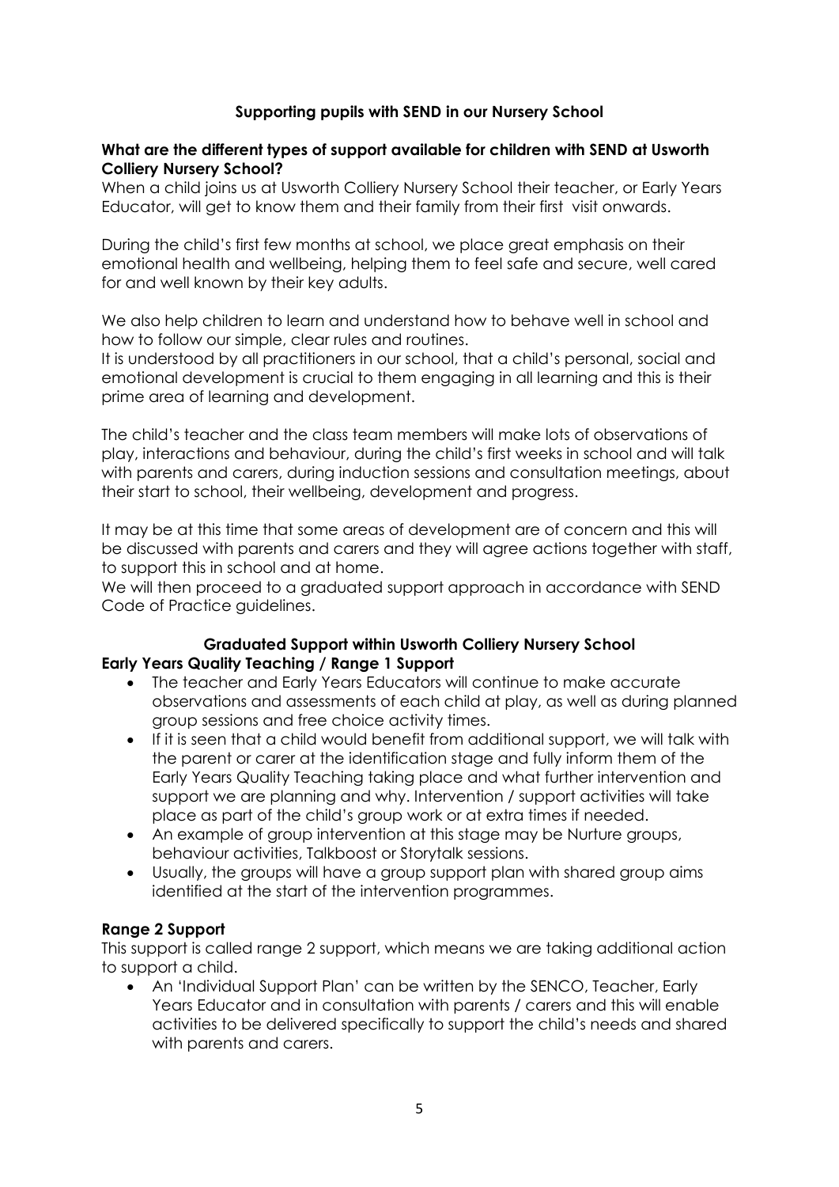## Supporting pupils with SEND in our Nursery School

### What are the different types of support available for children with SEND at Usworth Colliery Nursery School?

When a child joins us at Usworth Colliery Nursery School their teacher, or Early Years Educator, will get to know them and their family from their first visit onwards.

During the child's first few months at school, we place great emphasis on their emotional health and wellbeing, helping them to feel safe and secure, well cared for and well known by their key adults.

We also help children to learn and understand how to behave well in school and how to follow our simple, clear rules and routines.
It is understood by all practitioners in our school, that a child's personal, social and emotional development is crucial to them engaging in all learning and this is their prime area of learning and development.

The child's teacher and the class team members will make lots of observations of play, interactions and behaviour, during the child's first weeks in school and will talk with parents and carers, during induction sessions and consultation meetings, about their start to school, their wellbeing, development and progress.

It may be at this time that some areas of development are of concern and this will be discussed with parents and carers and they will agree actions together with staff, to support this in school and at home.
We will then proceed to a graduated support approach in accordance with SEND Code of Practice guidelines.

### Graduated Support within Usworth Colliery Nursery School

**Early Years Quality Teaching / Range 1 Support**

- The teacher and Early Years Educators will continue to make accurate observations and assessments of each child at play, as well as during planned group sessions and free choice activity times.
- If it is seen that a child would benefit from additional support, we will talk with the parent or carer at the identification stage and fully inform them of the Early Years Quality Teaching taking place and what further intervention and support we are planning and why. Intervention / support activities will take place as part of the child's group work or at extra times if needed.
- An example of group intervention at this stage may be Nurture groups, behaviour activities, Talkboost or Storytalk sessions.
- Usually, the groups will have a group support plan with shared group aims identified at the start of the intervention programmes.

**Range 2 Support**

This support is called range 2 support, which means we are taking additional action to support a child.

- An 'Individual Support Plan' can be written by the SENCO, Teacher, Early Years Educator and in consultation with parents / carers and this will enable activities to be delivered specifically to support the child's needs and shared with parents and carers.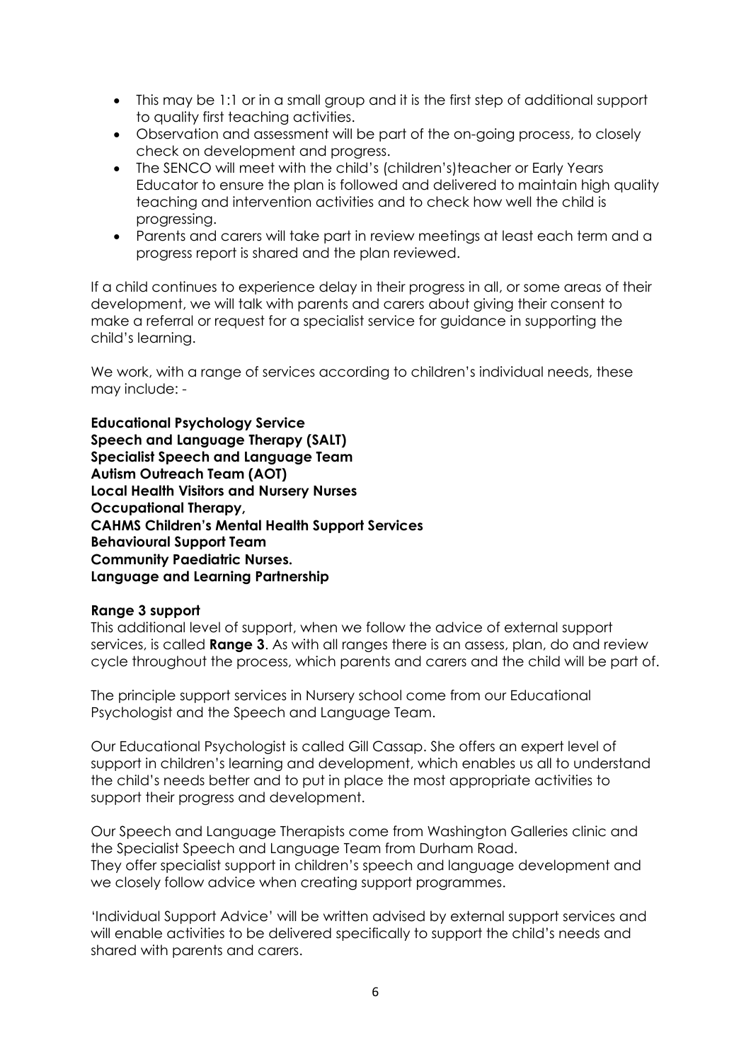- This may be 1:1 or in a small group and it is the first step of additional support to quality first teaching activities.
- Observation and assessment will be part of the on-going process, to closely check on development and progress.
- The SENCO will meet with the child's (children's)teacher or Early Years Educator to ensure the plan is followed and delivered to maintain high quality teaching and intervention activities and to check how well the child is progressing.
- Parents and carers will take part in review meetings at least each term and a progress report is shared and the plan reviewed.

If a child continues to experience delay in their progress in all, or some areas of their development, we will talk with parents and carers about giving their consent to make a referral or request for a specialist service for guidance in supporting the child's learning.

We work, with a range of services according to children's individual needs, these may include: -

**Educational Psychology Service**
**Speech and Language Therapy (SALT)**
**Specialist Speech and Language Team**
**Autism Outreach Team (AOT)**
**Local Health Visitors and Nursery Nurses**
**Occupational Therapy,**
**CAHMS Children's Mental Health Support Services**
**Behavioural Support Team**
**Community Paediatric Nurses.**
**Language and Learning Partnership**

**Range 3 support**

This additional level of support, when we follow the advice of external support services, is called **Range 3**. As with all ranges there is an assess, plan, do and review cycle throughout the process, which parents and carers and the child will be part of.

The principle support services in Nursery school come from our Educational Psychologist and the Speech and Language Team.

Our Educational Psychologist is called Gill Cassap. She offers an expert level of support in children's learning and development, which enables us all to understand the child's needs better and to put in place the most appropriate activities to support their progress and development.

Our Speech and Language Therapists come from Washington Galleries clinic and the Specialist Speech and Language Team from Durham Road.
They offer specialist support in children's speech and language development and we closely follow advice when creating support programmes.

'Individual Support Advice' will be written advised by external support services and will enable activities to be delivered specifically to support the child's needs and shared with parents and carers.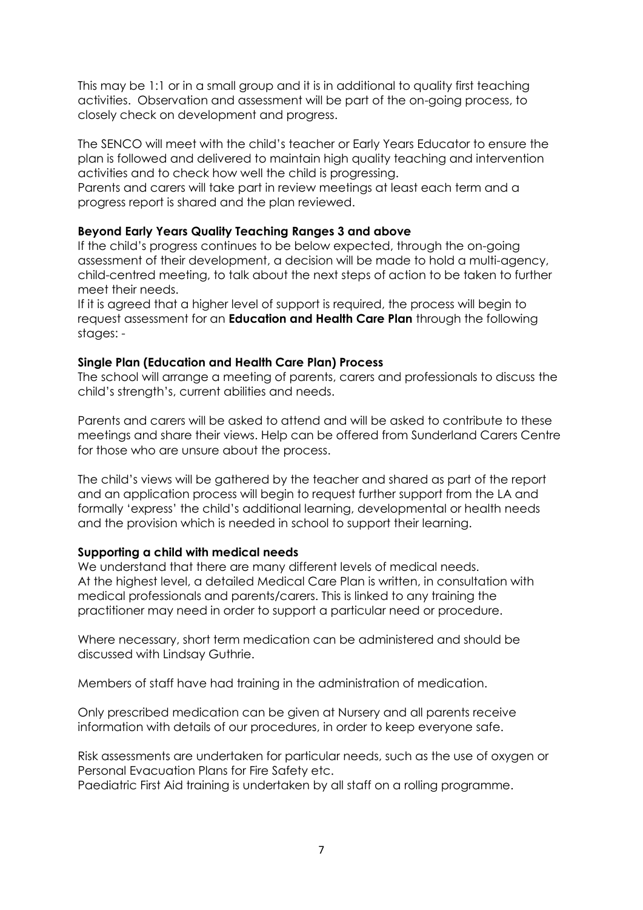This may be 1:1 or in a small group and it is in additional to quality first teaching activities. Observation and assessment will be part of the on-going process, to closely check on development and progress.

The SENCO will meet with the child's teacher or Early Years Educator to ensure the plan is followed and delivered to maintain high quality teaching and intervention activities and to check how well the child is progressing.
Parents and carers will take part in review meetings at least each term and a progress report is shared and the plan reviewed.

**Beyond Early Years Quality Teaching Ranges 3 and above**
If the child's progress continues to be below expected, through the on-going assessment of their development, a decision will be made to hold a multi-agency, child-centred meeting, to talk about the next steps of action to be taken to further meet their needs.
If it is agreed that a higher level of support is required, the process will begin to request assessment for an **Education and Health Care Plan** through the following stages: -

**Single Plan (Education and Health Care Plan) Process**
The school will arrange a meeting of parents, carers and professionals to discuss the child's strength's, current abilities and needs.

Parents and carers will be asked to attend and will be asked to contribute to these meetings and share their views. Help can be offered from Sunderland Carers Centre for those who are unsure about the process.

The child's views will be gathered by the teacher and shared as part of the report and an application process will begin to request further support from the LA and formally 'express' the child's additional learning, developmental or health needs and the provision which is needed in school to support their learning.

**Supporting a child with medical needs**
We understand that there are many different levels of medical needs.
At the highest level, a detailed Medical Care Plan is written, in consultation with medical professionals and parents/carers. This is linked to any training the practitioner may need in order to support a particular need or procedure.

Where necessary, short term medication can be administered and should be discussed with Lindsay Guthrie.

Members of staff have had training in the administration of medication.

Only prescribed medication can be given at Nursery and all parents receive information with details of our procedures, in order to keep everyone safe.

Risk assessments are undertaken for particular needs, such as the use of oxygen or Personal Evacuation Plans for Fire Safety etc.
Paediatric First Aid training is undertaken by all staff on a rolling programme.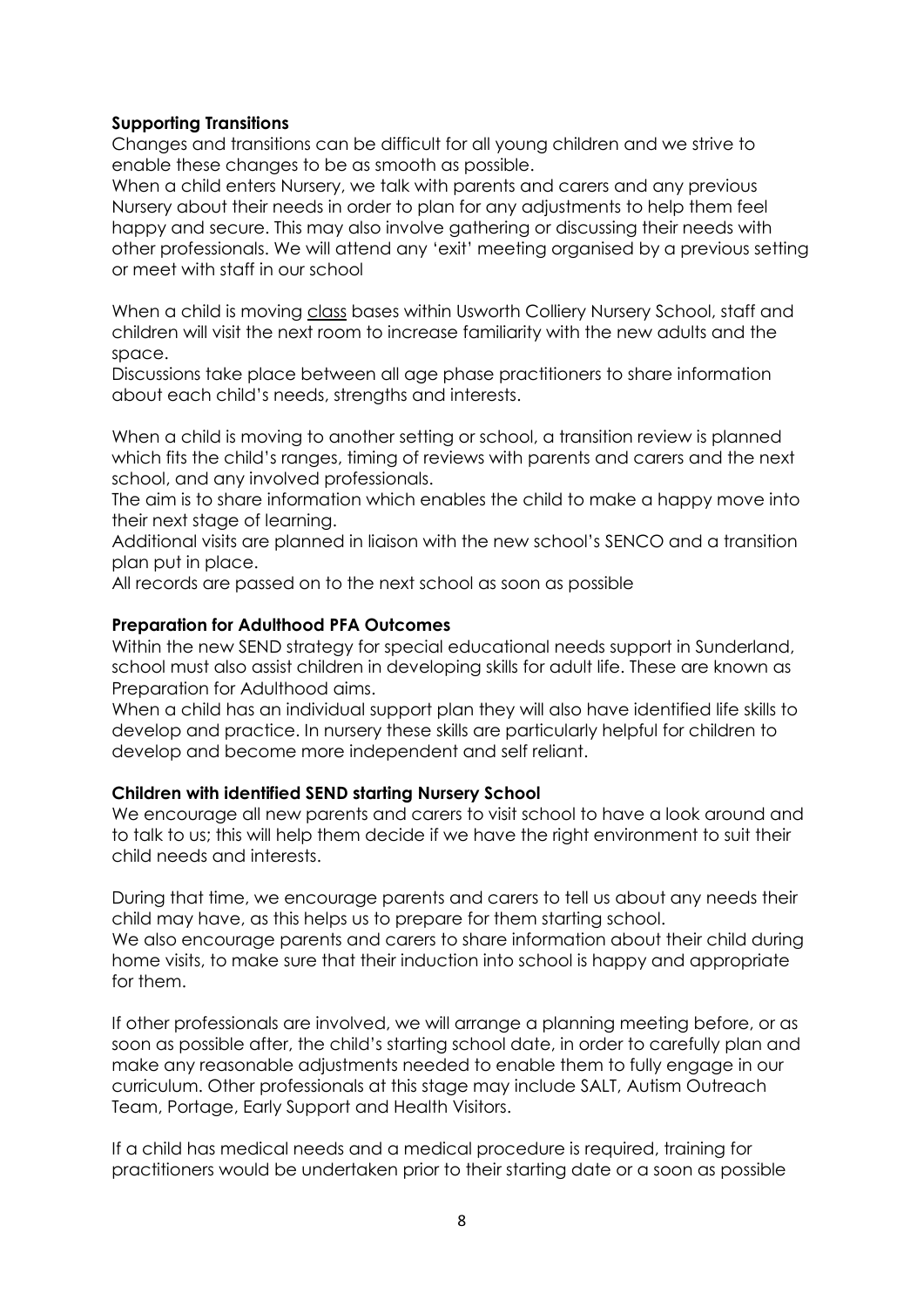**Supporting Transitions**

Changes and transitions can be difficult for all young children and we strive to enable these changes to be as smooth as possible.

When a child enters Nursery, we talk with parents and carers and any previous Nursery about their needs in order to plan for any adjustments to help them feel happy and secure. This may also involve gathering or discussing their needs with other professionals. We will attend any 'exit' meeting organised by a previous setting or meet with staff in our school

When a child is moving class bases within Usworth Colliery Nursery School, staff and children will visit the next room to increase familiarity with the new adults and the space.

Discussions take place between all age phase practitioners to share information about each child's needs, strengths and interests.

When a child is moving to another setting or school, a transition review is planned which fits the child's ranges, timing of reviews with parents and carers and the next school, and any involved professionals.

The aim is to share information which enables the child to make a happy move into their next stage of learning.

Additional visits are planned in liaison with the new school's SENCO and a transition plan put in place.

All records are passed on to the next school as soon as possible

**Preparation for Adulthood PFA Outcomes**

Within the new SEND strategy for special educational needs support in Sunderland, school must also assist children in developing skills for adult life. These are known as Preparation for Adulthood aims.

When a child has an individual support plan they will also have identified life skills to develop and practice. In nursery these skills are particularly helpful for children to develop and become more independent and self reliant.

**Children with identified SEND starting Nursery School**

We encourage all new parents and carers to visit school to have a look around and to talk to us; this will help them decide if we have the right environment to suit their child needs and interests.

During that time, we encourage parents and carers to tell us about any needs their child may have, as this helps us to prepare for them starting school.

We also encourage parents and carers to share information about their child during home visits, to make sure that their induction into school is happy and appropriate for them.

If other professionals are involved, we will arrange a planning meeting before, or as soon as possible after, the child's starting school date, in order to carefully plan and make any reasonable adjustments needed to enable them to fully engage in our curriculum. Other professionals at this stage may include SALT, Autism Outreach Team, Portage, Early Support and Health Visitors.

If a child has medical needs and a medical procedure is required, training for practitioners would be undertaken prior to their starting date or a soon as possible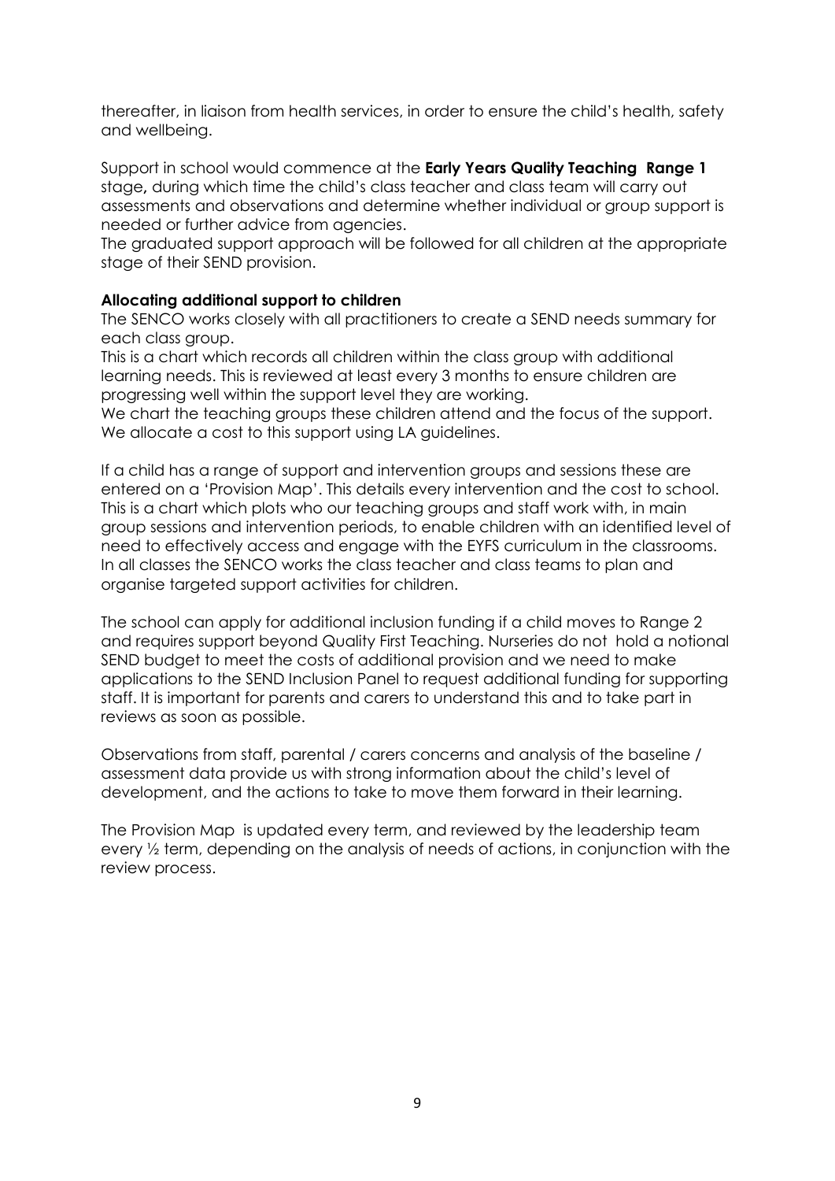thereafter, in liaison from health services, in order to ensure the child's health, safety and wellbeing.

Support in school would commence at the **Early Years Quality Teaching Range 1** stage**,** during which time the child's class teacher and class team will carry out assessments and observations and determine whether individual or group support is needed or further advice from agencies.
The graduated support approach will be followed for all children at the appropriate stage of their SEND provision.

**Allocating additional support to children**

The SENCO works closely with all practitioners to create a SEND needs summary for each class group.
This is a chart which records all children within the class group with additional learning needs. This is reviewed at least every 3 months to ensure children are progressing well within the support level they are working.
We chart the teaching groups these children attend and the focus of the support. We allocate a cost to this support using LA guidelines.

If a child has a range of support and intervention groups and sessions these are entered on a 'Provision Map'. This details every intervention and the cost to school. This is a chart which plots who our teaching groups and staff work with, in main group sessions and intervention periods, to enable children with an identified level of need to effectively access and engage with the EYFS curriculum in the classrooms. In all classes the SENCO works the class teacher and class teams to plan and organise targeted support activities for children.

The school can apply for additional inclusion funding if a child moves to Range 2 and requires support beyond Quality First Teaching. Nurseries do not hold a notional SEND budget to meet the costs of additional provision and we need to make applications to the SEND Inclusion Panel to request additional funding for supporting staff. It is important for parents and carers to understand this and to take part in reviews as soon as possible.

Observations from staff, parental / carers concerns and analysis of the baseline / assessment data provide us with strong information about the child's level of development, and the actions to take to move them forward in their learning.

The Provision Map is updated every term, and reviewed by the leadership team every ½ term, depending on the analysis of needs of actions, in conjunction with the review process.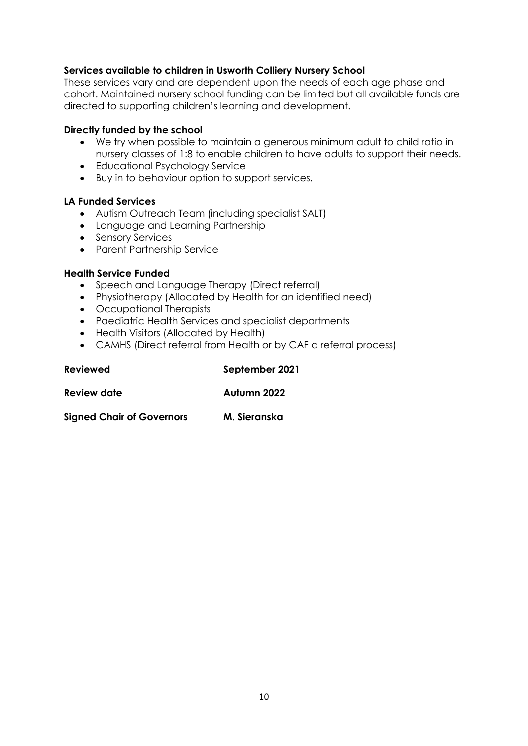**Services available to children in Usworth Colliery Nursery School**

These services vary and are dependent upon the needs of each age phase and cohort. Maintained nursery school funding can be limited but all available funds are directed to supporting children's learning and development.

**Directly funded by the school**

- We try when possible to maintain a generous minimum adult to child ratio in nursery classes of 1:8 to enable children to have adults to support their needs.
- Educational Psychology Service
- Buy in to behaviour option to support services.

**LA Funded Services**

- Autism Outreach Team (including specialist SALT)
- Language and Learning Partnership
- Sensory Services
- Parent Partnership Service

**Health Service Funded**

- Speech and Language Therapy (Direct referral)
- Physiotherapy (Allocated by Health for an identified need)
- Occupational Therapists
- Paediatric Health Services and specialist departments
- Health Visitors (Allocated by Health)
- CAMHS (Direct referral from Health or by CAF a referral process)

| | |
|---|---|
| **Reviewed** | **September 2021** |
| **Review date** | **Autumn 2022** |
| **Signed Chair of Governors** | **M. Sieranska** |